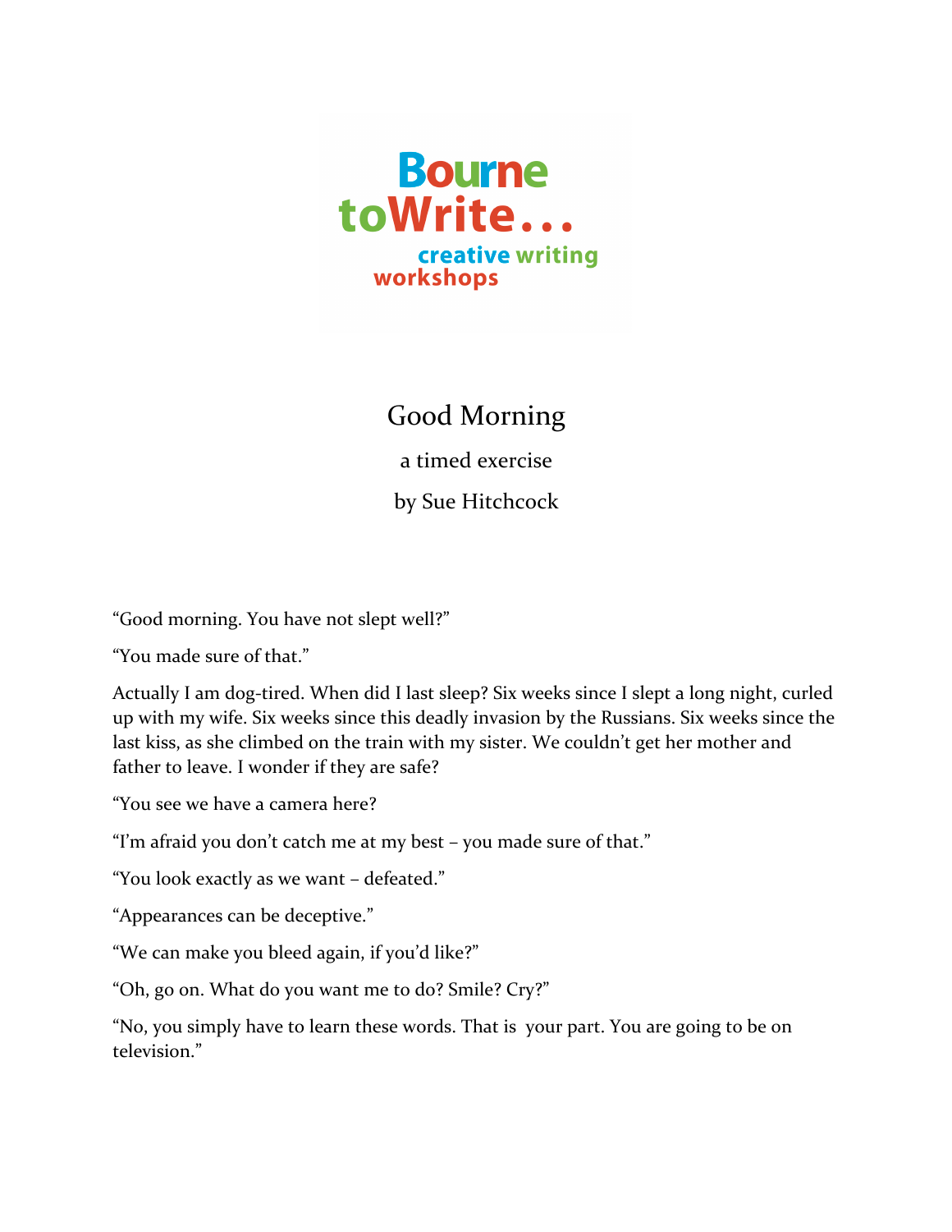Bourne toWrite... creative writing workshops

# Good Morning

a timed exercise

by Sue Hitchcock

"Good morning. You have not slept well?"

"You made sure of that."

Actually I am dog-tired. When did I last sleep? Six weeks since I slept a long night, curled up with my wife. Six weeks since this deadly invasion by the Russians. Six weeks since the last kiss, as she climbed on the train with my sister. We couldn't get her mother and father to leave. I wonder if they are safe?

"You see we have a camera here?

"I'm afraid you don't catch me at my best – you made sure of that."

"You look exactly as we want – defeated."

"Appearances can be deceptive."

"We can make you bleed again, if you'd like?"

"Oh, go on. What do you want me to do? Smile? Cry?"

"No, you simply have to learn these words. That is your part. You are going to be on television."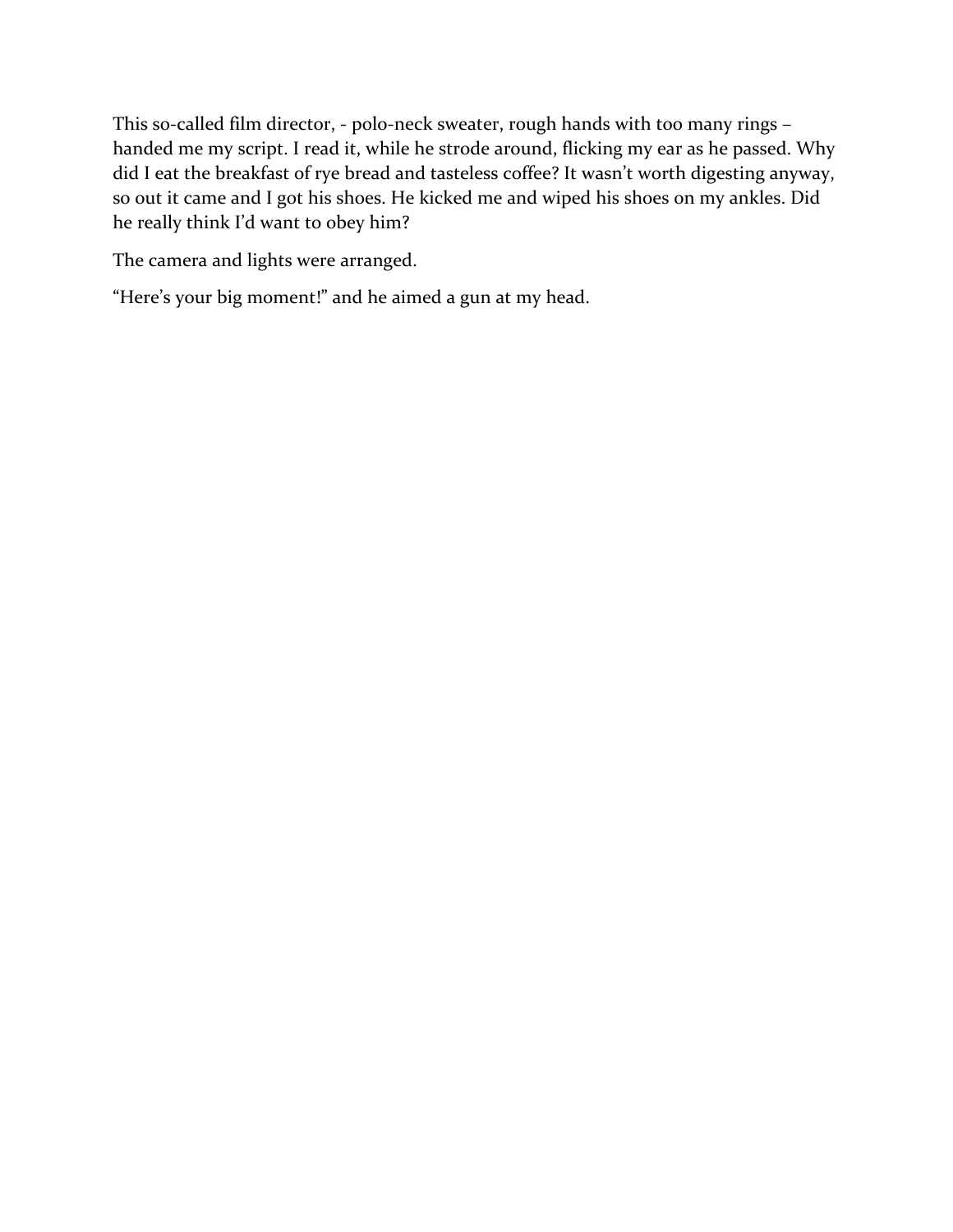This so-called film director, - polo-neck sweater, rough hands with too many rings – handed me my script. I read it, while he strode around, flicking my ear as he passed. Why did I eat the breakfast of rye bread and tasteless coffee? It wasn't worth digesting anyway, so out it came and I got his shoes. He kicked me and wiped his shoes on my ankles. Did he really think I'd want to obey him?

The camera and lights were arranged.

"Here's your big moment!" and he aimed a gun at my head.